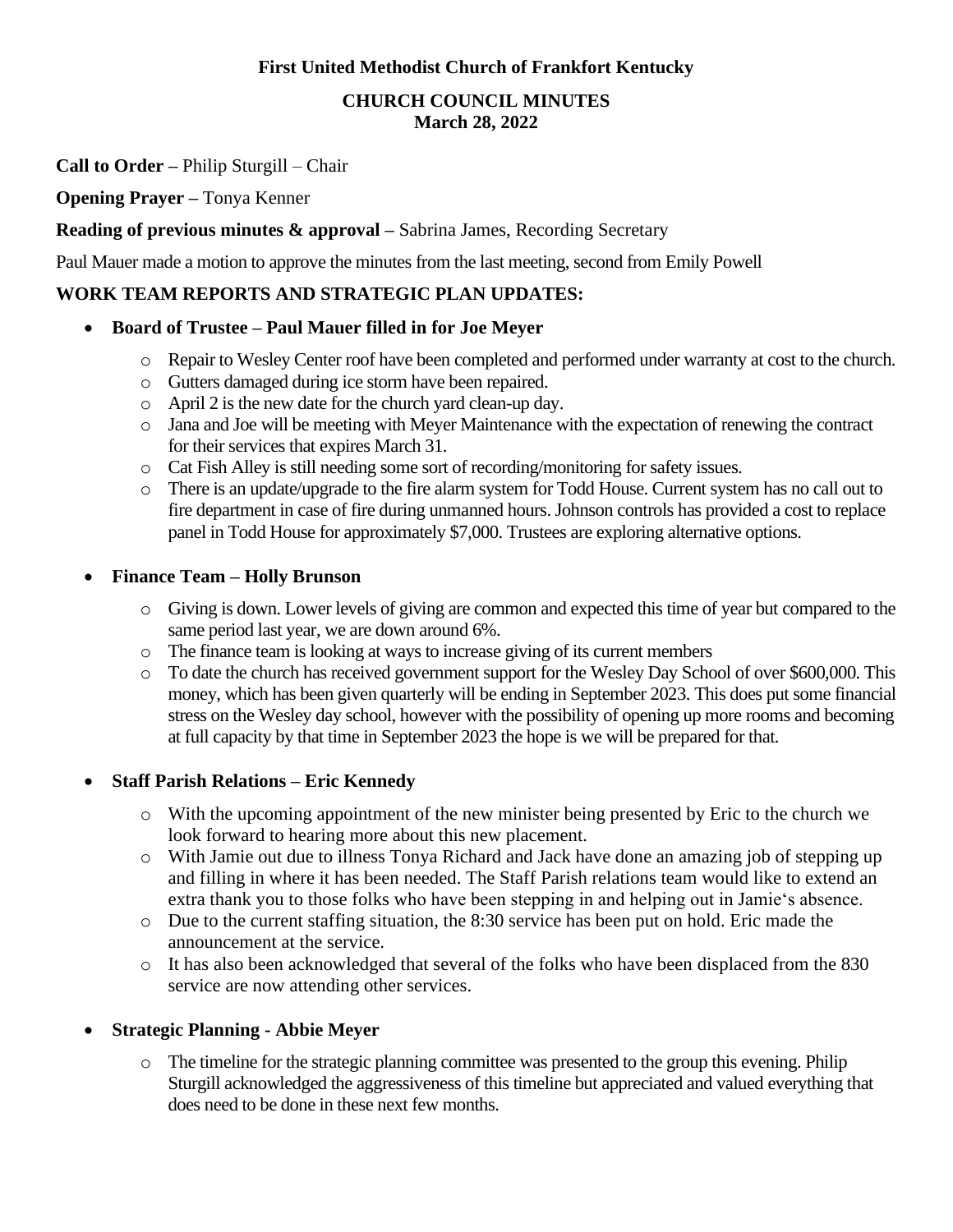**First United Methodist Church of Frankfort Kentucky**

**CHURCH COUNCIL MINUTES**
**March 28, 2022**

**Call to Order –** Philip Sturgill – Chair

**Opening Prayer –** Tonya Kenner

**Reading of previous minutes & approval –** Sabrina James, Recording Secretary

Paul Mauer made a motion to approve the minutes from the last meeting, second from Emily Powell

**WORK TEAM REPORTS AND STRATEGIC PLAN UPDATES:**

- **Board of Trustee – Paul Mauer filled in for Joe Meyer**
  - Repair to Wesley Center roof have been completed and performed under warranty at cost to the church.
  - Gutters damaged during ice storm have been repaired.
  - April 2 is the new date for the church yard clean-up day.
  - Jana and Joe will be meeting with Meyer Maintenance with the expectation of renewing the contract for their services that expires March 31.
  - Cat Fish Alley is still needing some sort of recording/monitoring for safety issues.
  - There is an update/upgrade to the fire alarm system for Todd House. Current system has no call out to fire department in case of fire during unmanned hours. Johnson controls has provided a cost to replace panel in Todd House for approximately $7,000. Trustees are exploring alternative options.

- **Finance Team – Holly Brunson**
  - Giving is down. Lower levels of giving are common and expected this time of year but compared to the same period last year, we are down around 6%.
  - The finance team is looking at ways to increase giving of its current members
  - To date the church has received government support for the Wesley Day School of over $600,000. This money, which has been given quarterly will be ending in September 2023. This does put some financial stress on the Wesley day school, however with the possibility of opening up more rooms and becoming at full capacity by that time in September 2023 the hope is we will be prepared for that.

- **Staff Parish Relations – Eric Kennedy**
  - With the upcoming appointment of the new minister being presented by Eric to the church we look forward to hearing more about this new placement.
  - With Jamie out due to illness Tonya Richard and Jack have done an amazing job of stepping up and filling in where it has been needed. The Staff Parish relations team would like to extend an extra thank you to those folks who have been stepping in and helping out in Jamie's absence.
  - Due to the current staffing situation, the 8:30 service has been put on hold. Eric made the announcement at the service.
  - It has also been acknowledged that several of the folks who have been displaced from the 830 service are now attending other services.

- **Strategic Planning - Abbie Meyer**
  - The timeline for the strategic planning committee was presented to the group this evening. Philip Sturgill acknowledged the aggressiveness of this timeline but appreciated and valued everything that does need to be done in these next few months.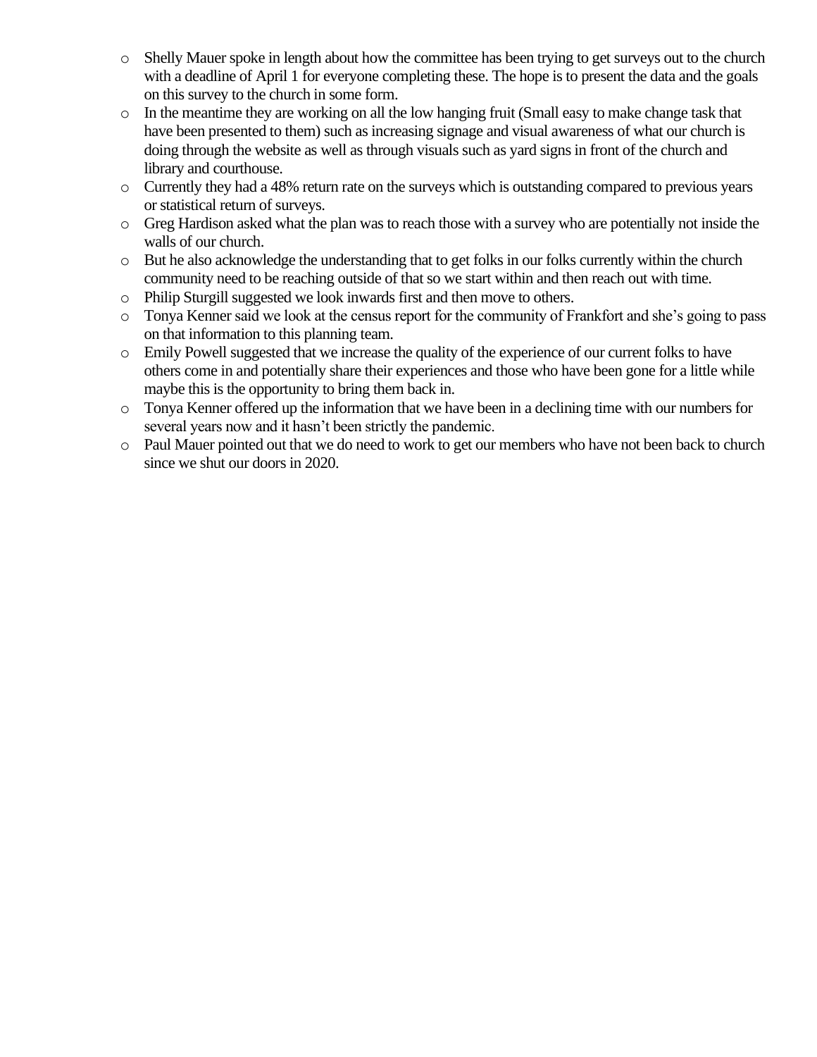- Shelly Mauer spoke in length about how the committee has been trying to get surveys out to the church with a deadline of April 1 for everyone completing these. The hope is to present the data and the goals on this survey to the church in some form.
- In the meantime they are working on all the low hanging fruit (Small easy to make change task that have been presented to them) such as increasing signage and visual awareness of what our church is doing through the website as well as through visuals such as yard signs in front of the church and library and courthouse.
- Currently they had a 48% return rate on the surveys which is outstanding compared to previous years or statistical return of surveys.
- Greg Hardison asked what the plan was to reach those with a survey who are potentially not inside the walls of our church.
- But he also acknowledge the understanding that to get folks in our folks currently within the church community need to be reaching outside of that so we start within and then reach out with time.
- Philip Sturgill suggested we look inwards first and then move to others.
- Tonya Kenner said we look at the census report for the community of Frankfort and she's going to pass on that information to this planning team.
- Emily Powell suggested that we increase the quality of the experience of our current folks to have others come in and potentially share their experiences and those who have been gone for a little while maybe this is the opportunity to bring them back in.
- Tonya Kenner offered up the information that we have been in a declining time with our numbers for several years now and it hasn't been strictly the pandemic.
- Paul Mauer pointed out that we do need to work to get our members who have not been back to church since we shut our doors in 2020.